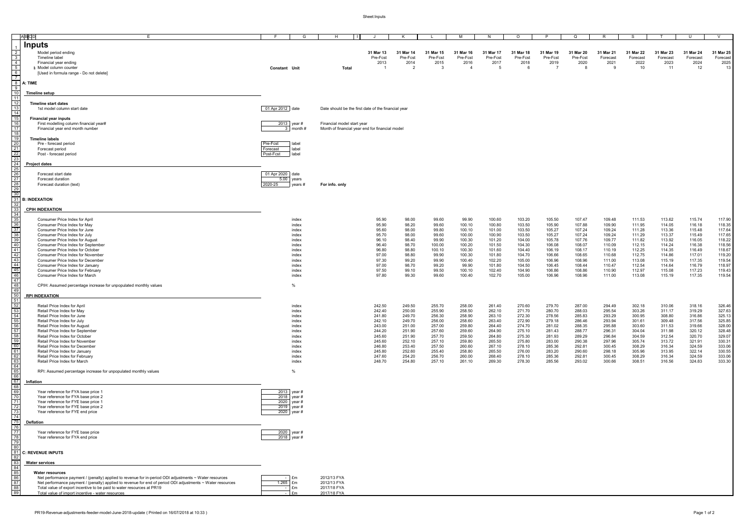# Inputs

| Row | Description | Constant | Unit | Total | 31 Mar 13 | 31 Mar 14 | 31 Mar 15 | 31 Mar 16 | 31 Mar 17 | 31 Mar 18 | 31 Mar 19 | 31 Mar 20 | 31 Mar 21 | 31 Mar 22 | 31 Mar 23 | 31 Mar 24 | 31 Mar 25 |
|---|---|---|---|---|---|---|---|---|---|---|---|---|---|---|---|---|---|
| 2 | Model period ending | | | | 31 Mar 13 | 31 Mar 14 | 31 Mar 15 | 31 Mar 16 | 31 Mar 17 | 31 Mar 18 | 31 Mar 19 | 31 Mar 20 | 31 Mar 21 | 31 Mar 22 | 31 Mar 23 | 31 Mar 24 | 31 Mar 25 |
| 3 | Timeline label | | | | Pre-Fcst | Pre-Fcst | Pre-Fcst | Pre-Fcst | Pre-Fcst | Pre-Fcst | Pre-Fcst | Pre-Fcst | Forecast | Forecast | Forecast | Forecast | Forecast |
| 4 | Financial year ending | | | | 2013 | 2014 | 2015 | 2016 | 2017 | 2018 | 2019 | 2020 | 2021 | 2022 | 2023 | 2024 | 2025 |
| 5 | Model column counter | Constant | Unit | Total | 1 | 2 | 3 | 4 | 5 | 6 | 7 | 8 | 9 | 10 | 11 | 12 | 13 |
| 6 | [Used in formula range - Do not delete] | | | | | | | | | | | | | | | | |

## A: TIME

### Timeline setup

**Timeline start dates**

| Description | Constant | Unit | Note |
|---|---|---|---|
| 1st model column start date | 01 Apr 2012 | date | Date should be the first date of the financial year |

**Financial year inputs**

| Description | Constant | Unit | Note |
|---|---|---|---|
| First modelling column financial year# | 2013 | year # | Financial model start year |
| Financial year end month number | 3 | month # | Month of financial year end for financial model |

**Timeline labels**

| Description | Constant | Unit |
|---|---|---|
| Pre - forecast period | Pre-Fcst | label |
| Forecast period | Forecast | label |
| Post - forecast period | Post-Fcst | label |

### Project dates

| Description | Constant | Unit | Note |
|---|---|---|---|
| Forecast start date | 01 Apr 2020 | date | |
| Forecast duration | 5.00 | years | |
| Forecast duration (text) | 2020-25 | years # | For info. only |

## B: INDEXATION

### CPIH INDEXATION

| Description | Unit | 31 Mar 13 | 31 Mar 14 | 31 Mar 15 | 31 Mar 16 | 31 Mar 17 | 31 Mar 18 | 31 Mar 19 | 31 Mar 20 | 31 Mar 21 | 31 Mar 22 | 31 Mar 23 | 31 Mar 24 | 31 Mar 25 |
|---|---|---|---|---|---|---|---|---|---|---|---|---|---|---|
| Consumer Price Index for April | index | 95.90 | 98.00 | 99.60 | 99.90 | 100.60 | 103.20 | 105.50 | 107.47 | 109.48 | 111.53 | 113.62 | 115.74 | 117.90 |
| Consumer Price Index for May | index | 95.90 | 98.20 | 99.60 | 100.10 | 100.80 | 103.50 | 105.90 | 107.88 | 109.90 | 111.95 | 114.05 | 116.18 | 118.35 |
| Consumer Price Index for June | index | 95.60 | 98.00 | 99.80 | 100.10 | 101.00 | 103.50 | 105.27 | 107.24 | 109.24 | 111.28 | 113.36 | 115.48 | 117.64 |
| Consumer Price Index for July | index | 95.70 | 98.00 | 99.60 | 100.00 | 100.90 | 103.50 | 105.27 | 107.24 | 109.24 | 111.29 | 113.37 | 115.49 | 117.65 |
| Consumer Price Index for August | index | 96.10 | 98.40 | 99.90 | 100.30 | 101.20 | 104.00 | 105.78 | 107.76 | 109.77 | 111.82 | 113.92 | 116.05 | 118.22 |
| Consumer Price Index for September | index | 96.40 | 98.70 | 100.00 | 100.20 | 101.50 | 104.30 | 106.08 | 108.07 | 110.09 | 112.15 | 114.24 | 116.38 | 118.56 |
| Consumer Price Index for October | index | 96.80 | 98.80 | 100.10 | 100.30 | 101.60 | 104.40 | 106.19 | 108.17 | 110.19 | 112.25 | 114.35 | 116.49 | 118.67 |
| Consumer Price Index for November | index | 97.00 | 98.80 | 99.90 | 100.30 | 101.80 | 104.70 | 106.66 | 108.65 | 110.68 | 112.75 | 114.86 | 117.01 | 119.20 |
| Consumer Price Index for December | index | 97.30 | 99.20 | 99.90 | 100.40 | 102.20 | 105.00 | 106.96 | 108.96 | 111.00 | 113.08 | 115.19 | 117.35 | 119.54 |
| Consumer Price Index for January | index | 97.00 | 98.70 | 99.20 | 99.90 | 101.80 | 104.50 | 106.45 | 108.44 | 110.47 | 112.54 | 114.64 | 116.79 | 118.97 |
| Consumer Price Index for February | index | 97.50 | 99.10 | 99.50 | 100.10 | 102.40 | 104.90 | 106.86 | 108.86 | 110.90 | 112.97 | 115.08 | 117.23 | 119.43 |
| Consumer Price Index for March | index | 97.80 | 99.30 | 99.60 | 100.40 | 102.70 | 105.00 | 106.96 | 108.96 | 111.00 | 113.08 | 115.19 | 117.35 | 119.54 |
| CPIH: Assumed percentage increase for unpopulated monthly values | % | | | | | | | | | | | | | |

### RPI INDEXATION

| Description | Unit | 31 Mar 13 | 31 Mar 14 | 31 Mar 15 | 31 Mar 16 | 31 Mar 17 | 31 Mar 18 | 31 Mar 19 | 31 Mar 20 | 31 Mar 21 | 31 Mar 22 | 31 Mar 23 | 31 Mar 24 | 31 Mar 25 |
|---|---|---|---|---|---|---|---|---|---|---|---|---|---|---|
| Retail Price Index for April | index | 242.50 | 249.50 | 255.70 | 258.00 | 261.40 | 270.60 | 279.70 | 287.00 | 294.49 | 302.18 | 310.06 | 318.16 | 326.46 |
| Retail Price Index for May | index | 242.40 | 250.00 | 255.90 | 258.50 | 262.10 | 271.70 | 280.70 | 288.03 | 295.54 | 303.26 | 311.17 | 319.29 | 327.63 |
| Retail Price Index for June | index | 241.80 | 249.70 | 256.30 | 258.90 | 263.10 | 272.30 | 278.56 | 285.83 | 293.29 | 300.95 | 308.80 | 316.86 | 325.13 |
| Retail Price Index for July | index | 242.10 | 249.70 | 256.00 | 258.60 | 263.40 | 272.90 | 279.18 | 286.46 | 293.94 | 301.61 | 309.48 | 317.56 | 325.85 |
| Retail Price Index for August | index | 243.00 | 251.00 | 257.00 | 259.80 | 264.40 | 274.70 | 281.02 | 288.35 | 295.88 | 303.60 | 311.53 | 319.66 | 328.00 |
| Retail Price Index for September | index | 244.20 | 251.90 | 257.60 | 259.60 | 264.90 | 275.10 | 281.43 | 288.77 | 296.31 | 304.04 | 311.98 | 320.12 | 328.48 |
| Retail Price Index for October | index | 245.60 | 251.90 | 257.70 | 259.50 | 264.80 | 275.30 | 281.93 | 289.29 | 296.84 | 304.59 | 312.54 | 320.70 | 329.07 |
| Retail Price Index for November | index | 245.60 | 252.10 | 257.10 | 259.80 | 265.50 | 275.80 | 283.00 | 290.38 | 297.96 | 305.74 | 313.72 | 321.91 | 330.31 |
| Retail Price Index for December | index | 246.80 | 253.40 | 257.50 | 260.60 | 267.10 | 278.10 | 285.36 | 292.81 | 300.45 | 308.29 | 316.34 | 324.59 | 333.06 |
| Retail Price Index for January | index | 245.80 | 252.60 | 255.40 | 258.80 | 265.50 | 276.00 | 283.20 | 290.60 | 298.18 | 305.96 | 313.95 | 322.14 | 330.55 |
| Retail Price Index for February | index | 247.60 | 254.20 | 256.70 | 260.00 | 268.40 | 278.10 | 285.36 | 292.81 | 300.45 | 308.29 | 316.34 | 324.59 | 333.06 |
| Retail Price Index for March | index | 248.70 | 254.80 | 257.10 | 261.10 | 269.30 | 278.30 | 285.56 | 293.02 | 300.66 | 308.51 | 316.56 | 324.83 | 333.30 |
| RPI: Assumed percentage increase for unpopulated monthly values | % | | | | | | | | | | | | | |

### Inflation

| Description | Constant | Unit |
|---|---|---|
| Year reference for FYA base price 1 | 2013 | year # |
| Year reference for FYA base price 2 | 2018 | year # |
| Year reference for FYE base price 1 | 2020 | year # |
| Year reference for FYE base price 2 | 2019 | year # |
| Year reference for FYE end price | 2020 | year # |

### Deflation

| Description | Constant | Unit |
|---|---|---|
| Year reference for FYE base price | 2020 | year # |
| Year reference for FYA end price | 2018 | year # |

## C: REVENUE INPUTS

### Water services

**Water resources**

| Description | Constant | Unit | Note |
|---|---|---|---|
| Net performance payment / (penalty) applied to revenue for in-period ODI adjustments ~ Water resources | - | £m | 2012/13 FYA |
| Net performance payment / (penalty) applied to revenue for end of period ODI adjustments ~ Water resources | 1.265 | £m | 2012/13 FYA |
| Total value of export incentive to be paid to water resources at PR19 | - | £m | 2017/18 FYA |
| Total value of import incentive - water resources | - | £m | 2017/18 FYA |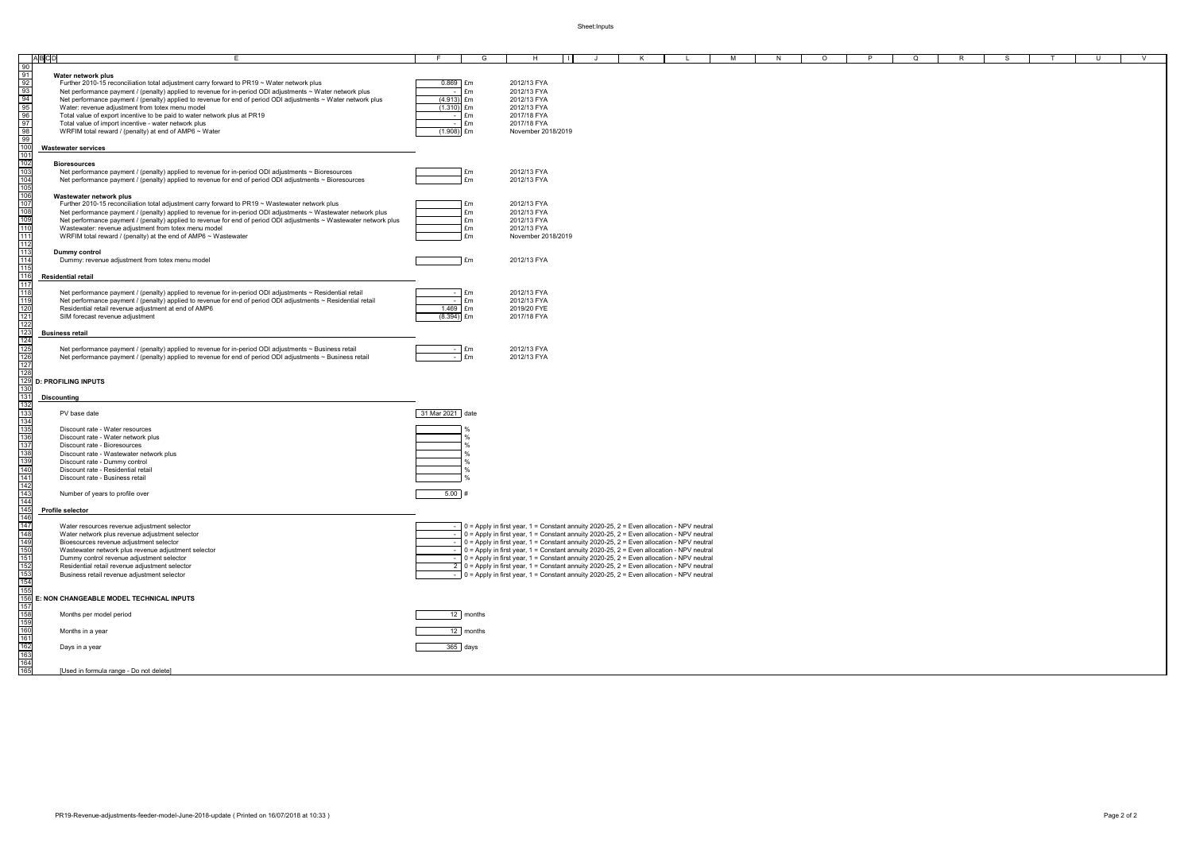### Water network plus

| | | | |
|---|---|---|---|
| Further 2010-15 reconciliation total adjustment carry forward to PR19 ~ Water network plus | 0.869 | £m | 2012/13 FYA |
| Net performance payment / (penalty) applied to revenue for in-period ODI adjustments ~ Water network plus | - | £m | 2012/13 FYA |
| Net performance payment / (penalty) applied to revenue for end of period ODI adjustments ~ Water network plus | (4.913) | £m | 2012/13 FYA |
| Water: revenue adjustment from totex menu model | (1.310) | £m | 2012/13 FYA |
| Total value of export incentive to be paid to water network plus at PR19 | - | £m | 2017/18 FYA |
| Total value of import incentive - water network plus | - | £m | 2017/18 FYA |
| WRFIM total reward / (penalty) at end of AMP6 ~ Water | (1.908) | £m | November 2018/2019 |

## Wastewater services

### Bioresources

| | | | |
|---|---|---|---|
| Net performance payment / (penalty) applied to revenue for in-period ODI adjustments ~ Bioresources | | £m | 2012/13 FYA |
| Net performance payment / (penalty) applied to revenue for end of period ODI adjustments ~ Bioresources | | £m | 2012/13 FYA |

### Wastewater network plus

| | | | |
|---|---|---|---|
| Further 2010-15 reconciliation total adjustment carry forward to PR19 ~ Wastewater network plus | | £m | 2012/13 FYA |
| Net performance payment / (penalty) applied to revenue for in-period ODI adjustments ~ Wastewater network plus | | £m | 2012/13 FYA |
| Net performance payment / (penalty) applied to revenue for end of period ODI adjustments ~ Wastewater network plus | | £m | 2012/13 FYA |
| Wastewater: revenue adjustment from totex menu model | | £m | 2012/13 FYA |
| WRFIM total reward / (penalty) at the end of AMP6 ~ Wastewater | | £m | November 2018/2019 |

### Dummy control

| | | | |
|---|---|---|---|
| Dummy: revenue adjustment from totex menu model | | £m | 2012/13 FYA |

## Residential retail

| | | | |
|---|---|---|---|
| Net performance payment / (penalty) applied to revenue for in-period ODI adjustments ~ Residential retail | - | £m | 2012/13 FYA |
| Net performance payment / (penalty) applied to revenue for end of period ODI adjustments ~ Residential retail | - | £m | 2012/13 FYA |
| Residential retail revenue adjustment at end of AMP6 | 1.469 | £m | 2019/20 FYE |
| SIM forecast revenue adjustment | (8.394) | £m | 2017/18 FYA |

## Business retail

| | | | |
|---|---|---|---|
| Net performance payment / (penalty) applied to revenue for in-period ODI adjustments ~ Business retail | - | £m | 2012/13 FYA |
| Net performance payment / (penalty) applied to revenue for end of period ODI adjustments ~ Business retail | - | £m | 2012/13 FYA |

# D: PROFILING INPUTS

## Discounting

| | | |
|---|---|---|
| PV base date | 31 Mar 2021 | date |
| Discount rate - Water resources | | % |
| Discount rate - Water network plus | | % |
| Discount rate - Bioresources | | % |
| Discount rate - Wastewater network plus | | % |
| Discount rate - Dummy control | | % |
| Discount rate - Residential retail | | % |
| Discount rate - Business retail | | % |
| Number of years to profile over | 5.00 | # |

## Profile selector

| | | |
|---|---|---|
| Water resources revenue adjustment selector | - | 0 = Apply in first year, 1 = Constant annuity 2020-25, 2 = Even allocation - NPV neutral |
| Water network plus revenue adjustment selector | - | 0 = Apply in first year, 1 = Constant annuity 2020-25, 2 = Even allocation - NPV neutral |
| Bioesources revenue adjustment selector | - | 0 = Apply in first year, 1 = Constant annuity 2020-25, 2 = Even allocation - NPV neutral |
| Wastewater network plus revenue adjustment selector | - | 0 = Apply in first year, 1 = Constant annuity 2020-25, 2 = Even allocation - NPV neutral |
| Dummy control revenue adjustment selector | - | 0 = Apply in first year, 1 = Constant annuity 2020-25, 2 = Even allocation - NPV neutral |
| Residential retail revenue adjustment selector | 2 | 0 = Apply in first year, 1 = Constant annuity 2020-25, 2 = Even allocation - NPV neutral |
| Business retail revenue adjustment selector | - | 0 = Apply in first year, 1 = Constant annuity 2020-25, 2 = Even allocation - NPV neutral |

# E: NON CHANGEABLE MODEL TECHNICAL INPUTS

| | | |
|---|---|---|
| Months per model period | 12 | months |
| Months in a year | 12 | months |
| Days in a year | 365 | days |

[Used in formula range - Do not delete]